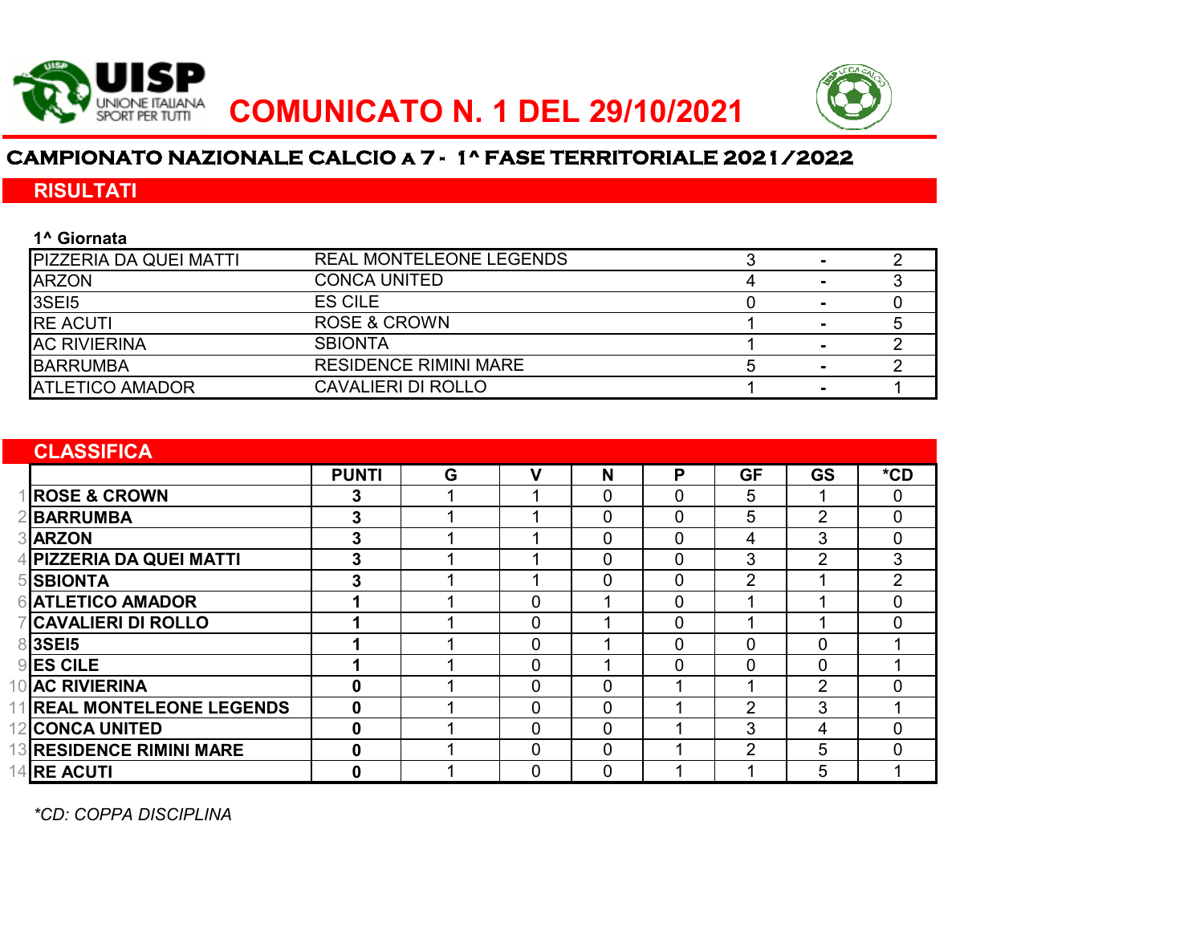UISP UNIONE ITALIANA SPORT PER TUTTI

# COMUNICATO N. 1 DEL 29/10/2021

## CAMPIONATO NAZIONALE CALCIO a 7 - 1^ FASE TERRITORIALE 2021/2022

## RISULTATI

**1^ Giornata**

| | | | | |
|---|---|---|---|---|
| PIZZERIA DA QUEI MATTI | REAL MONTELEONE LEGENDS | 3 | - | 2 |
| ARZON | CONCA UNITED | 4 | - | 3 |
| 3SEI5 | ES CILE | 0 | - | 0 |
| RE ACUTI | ROSE & CROWN | 1 | - | 5 |
| AC RIVIERINA | SBIONTA | 1 | - | 2 |
| BARRUMBA | RESIDENCE RIMINI MARE | 5 | - | 2 |
| ATLETICO AMADOR | CAVALIERI DI ROLLO | 1 | - | 1 |

## CLASSIFICA

| | | PUNTI | G | V | N | P | GF | GS | *CD |
|---|---|---|---|---|---|---|---|---|---|
| 1 | **ROSE & CROWN** | **3** | 1 | 1 | 0 | 0 | 5 | 1 | 0 |
| 2 | **BARRUMBA** | **3** | 1 | 1 | 0 | 0 | 5 | 2 | 0 |
| 3 | **ARZON** | **3** | 1 | 1 | 0 | 0 | 4 | 3 | 0 |
| 4 | **PIZZERIA DA QUEI MATTI** | **3** | 1 | 1 | 0 | 0 | 3 | 2 | 3 |
| 5 | **SBIONTA** | **3** | 1 | 1 | 0 | 0 | 2 | 1 | 2 |
| 6 | **ATLETICO AMADOR** | **1** | 1 | 0 | 1 | 0 | 1 | 1 | 0 |
| 7 | **CAVALIERI DI ROLLO** | **1** | 1 | 0 | 1 | 0 | 1 | 1 | 0 |
| 8 | **3SEI5** | **1** | 1 | 0 | 1 | 0 | 0 | 0 | 1 |
| 9 | **ES CILE** | **1** | 1 | 0 | 1 | 0 | 0 | 0 | 1 |
| 10 | **AC RIVIERINA** | **0** | 1 | 0 | 0 | 1 | 1 | 2 | 0 |
| 11 | **REAL MONTELEONE LEGENDS** | **0** | 1 | 0 | 0 | 1 | 2 | 3 | 1 |
| 12 | **CONCA UNITED** | **0** | 1 | 0 | 0 | 1 | 3 | 4 | 0 |
| 13 | **RESIDENCE RIMINI MARE** | **0** | 1 | 0 | 0 | 1 | 2 | 5 | 0 |
| 14 | **RE ACUTI** | **0** | 1 | 0 | 0 | 1 | 1 | 5 | 1 |

*\*CD: COPPA DISCIPLINA*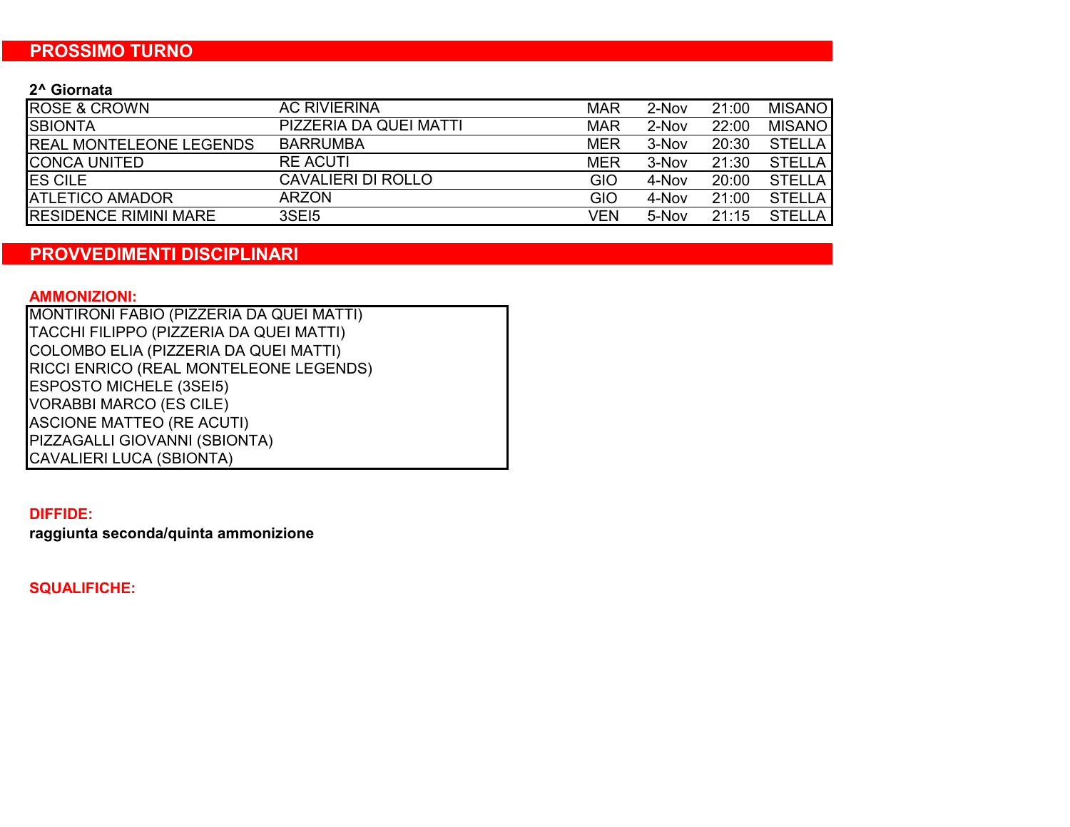## PROSSIMO TURNO

**2^ Giornata**

| | | | | | |
|---|---|---|---|---|---|
| ROSE & CROWN | AC RIVIERINA | MAR | 2-Nov | 21:00 | MISANO |
| SBIONTA | PIZZERIA DA QUEI MATTI | MAR | 2-Nov | 22:00 | MISANO |
| REAL MONTELEONE LEGENDS | BARRUMBA | MER | 3-Nov | 20:30 | STELLA |
| CONCA UNITED | RE ACUTI | MER | 3-Nov | 21:30 | STELLA |
| ES CILE | CAVALIERI DI ROLLO | GIO | 4-Nov | 20:00 | STELLA |
| ATLETICO AMADOR | ARZON | GIO | 4-Nov | 21:00 | STELLA |
| RESIDENCE RIMINI MARE | 3SEI5 | VEN | 5-Nov | 21:15 | STELLA |

## PROVVEDIMENTI DISCIPLINARI

**AMMONIZIONI:**

MONTIRONI FABIO (PIZZERIA DA QUEI MATTI)
TACCHI FILIPPO (PIZZERIA DA QUEI MATTI)
COLOMBO ELIA (PIZZERIA DA QUEI MATTI)
RICCI ENRICO (REAL MONTELEONE LEGENDS)
ESPOSTO MICHELE (3SEI5)
VORABBI MARCO (ES CILE)
ASCIONE MATTEO (RE ACUTI)
PIZZAGALLI GIOVANNI (SBIONTA)
CAVALIERI LUCA (SBIONTA)

**DIFFIDE:**

**raggiunta seconda/quinta ammonizione**

**SQUALIFICHE:**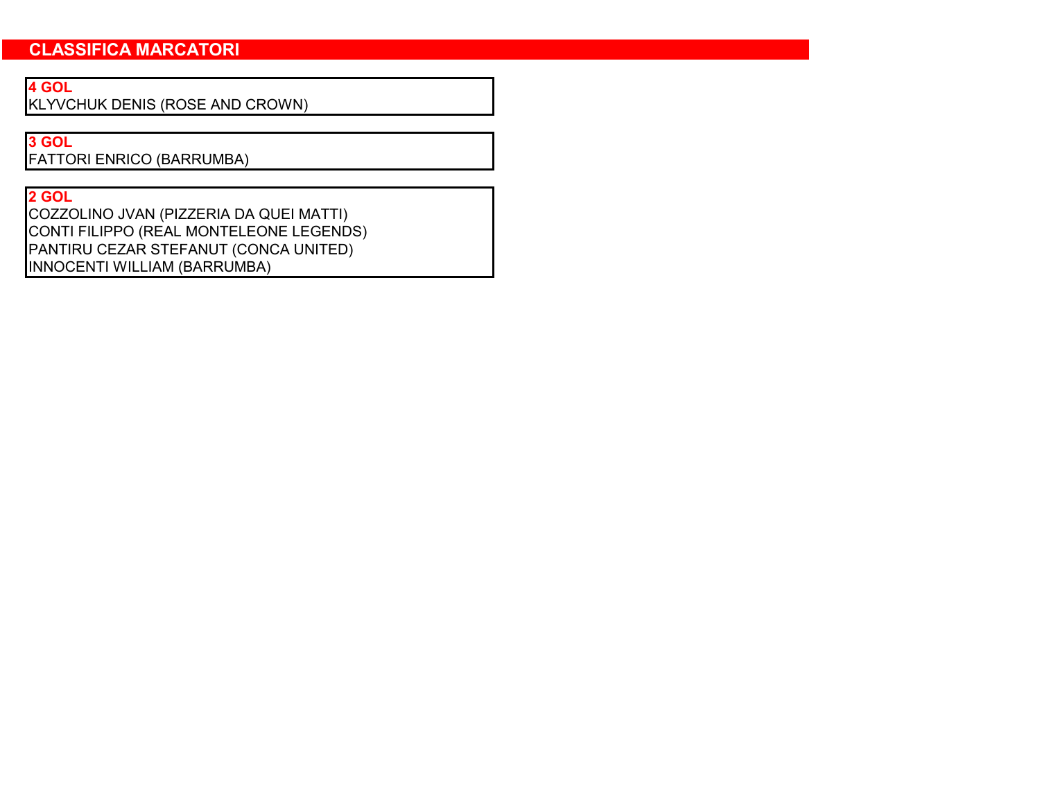## CLASSIFICA MARCATORI

**4 GOL**
KLYVCHUK DENIS (ROSE AND CROWN)

**3 GOL**
FATTORI ENRICO (BARRUMBA)

**2 GOL**
COZZOLINO JVAN (PIZZERIA DA QUEI MATTI)
CONTI FILIPPO (REAL MONTELEONE LEGENDS)
PANTIRU CEZAR STEFANUT (CONCA UNITED)
INNOCENTI WILLIAM (BARRUMBA)